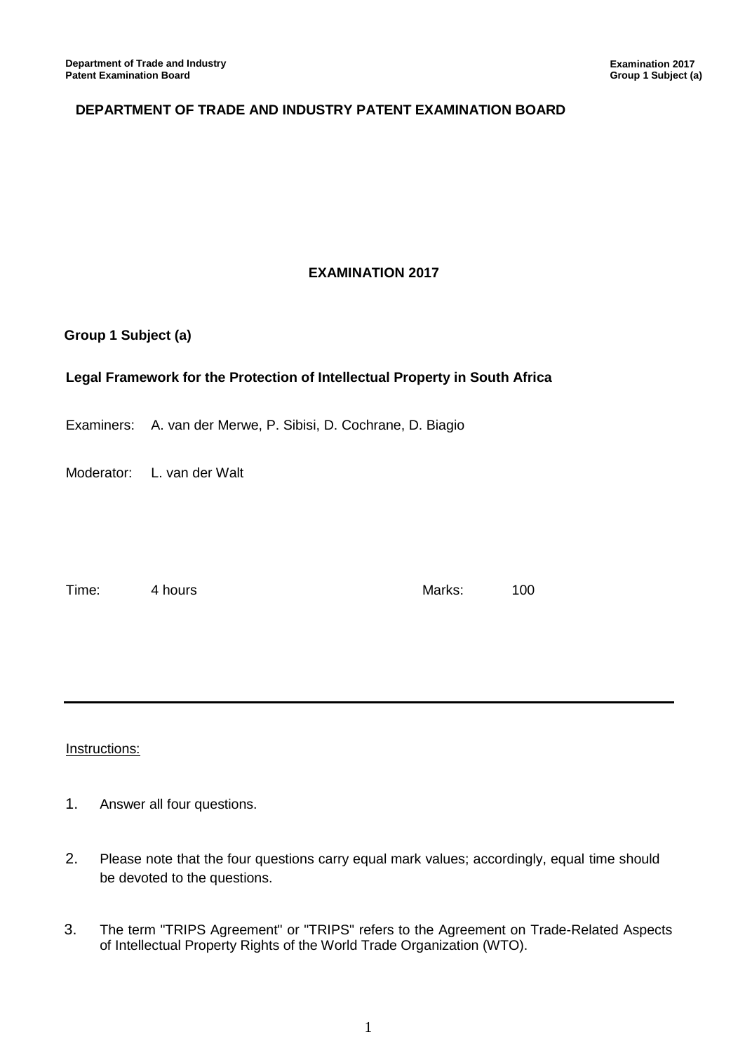# DEPARTMENT OF TRADE AND INDUSTRY PATENT EXAMINATION BOARD

## EXAMINATION 2017

**Group 1 Subject (a)**

**Legal Framework for the Protection of Intellectual Property in South Africa**

Examiners: A. van der Merwe, P. Sibisi, D. Cochrane, D. Biagio

Moderator: L. van der Walt

Time: 4 hours

Marks: 100

---

Instructions:

1. Answer all four questions.
2. Please note that the four questions carry equal mark values; accordingly, equal time should be devoted to the questions.
3. The term "TRIPS Agreement" or "TRIPS" refers to the Agreement on Trade-Related Aspects of Intellectual Property Rights of the World Trade Organization (WTO).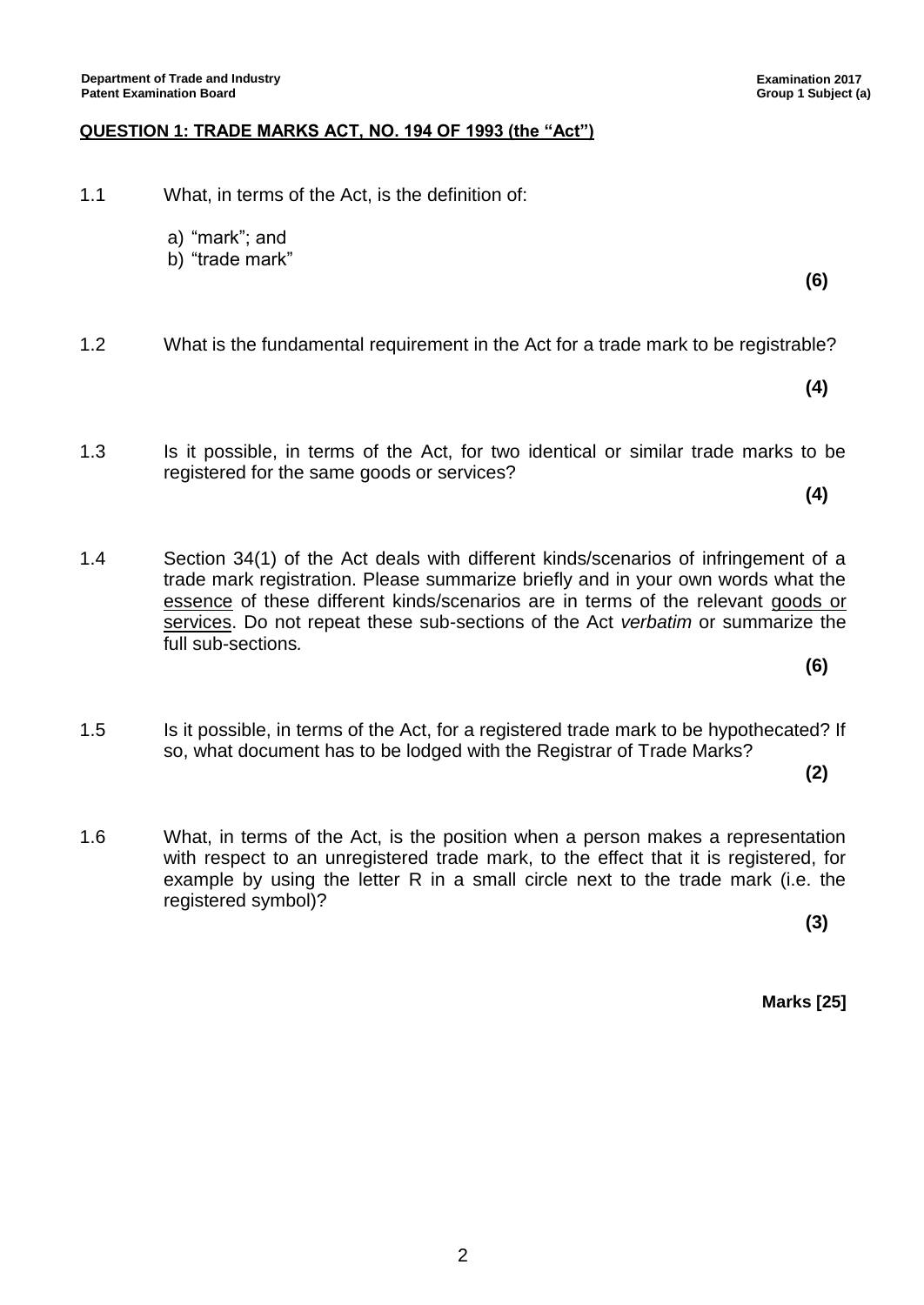## QUESTION 1: TRADE MARKS ACT, NO. 194 OF 1993 (the "Act")

1.1 What, in terms of the Act, is the definition of:

a) "mark"; and
b) "trade mark"

**(6)**

1.2 What is the fundamental requirement in the Act for a trade mark to be registrable?

**(4)**

1.3 Is it possible, in terms of the Act, for two identical or similar trade marks to be registered for the same goods or services?

**(4)**

1.4 Section 34(1) of the Act deals with different kinds/scenarios of infringement of a trade mark registration. Please summarize briefly and in your own words what the essence of these different kinds/scenarios are in terms of the relevant goods or services. Do not repeat these sub-sections of the Act *verbatim* or summarize the full sub-sections*.*

**(6)**

1.5 Is it possible, in terms of the Act, for a registered trade mark to be hypothecated? If so, what document has to be lodged with the Registrar of Trade Marks?

**(2)**

1.6 What, in terms of the Act, is the position when a person makes a representation with respect to an unregistered trade mark, to the effect that it is registered, for example by using the letter R in a small circle next to the trade mark (i.e. the registered symbol)?

**(3)**

**Marks [25]**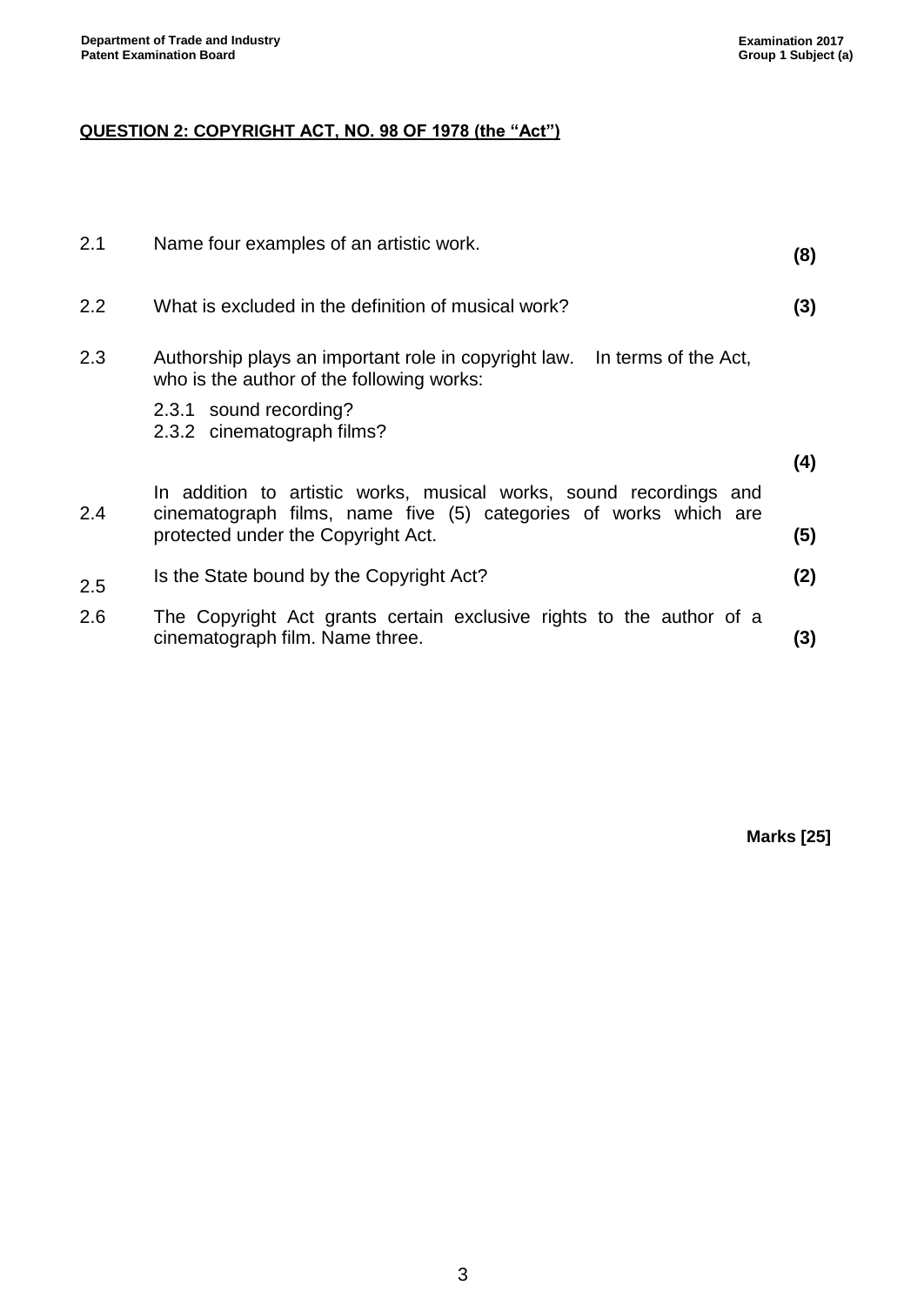## QUESTION 2: COPYRIGHT ACT, NO. 98 OF 1978 (the "Act")

2.1 Name four examples of an artistic work. **(8)**

2.2 What is excluded in the definition of musical work? **(3)**

2.3 Authorship plays an important role in copyright law. In terms of the Act, who is the author of the following works:

2.3.1 sound recording?
2.3.2 cinematograph films?

**(4)**

2.4 In addition to artistic works, musical works, sound recordings and cinematograph films, name five (5) categories of works which are protected under the Copyright Act. **(5)**

2.5 Is the State bound by the Copyright Act? **(2)**

2.6 The Copyright Act grants certain exclusive rights to the author of a cinematograph film. Name three. **(3)**

**Marks [25]**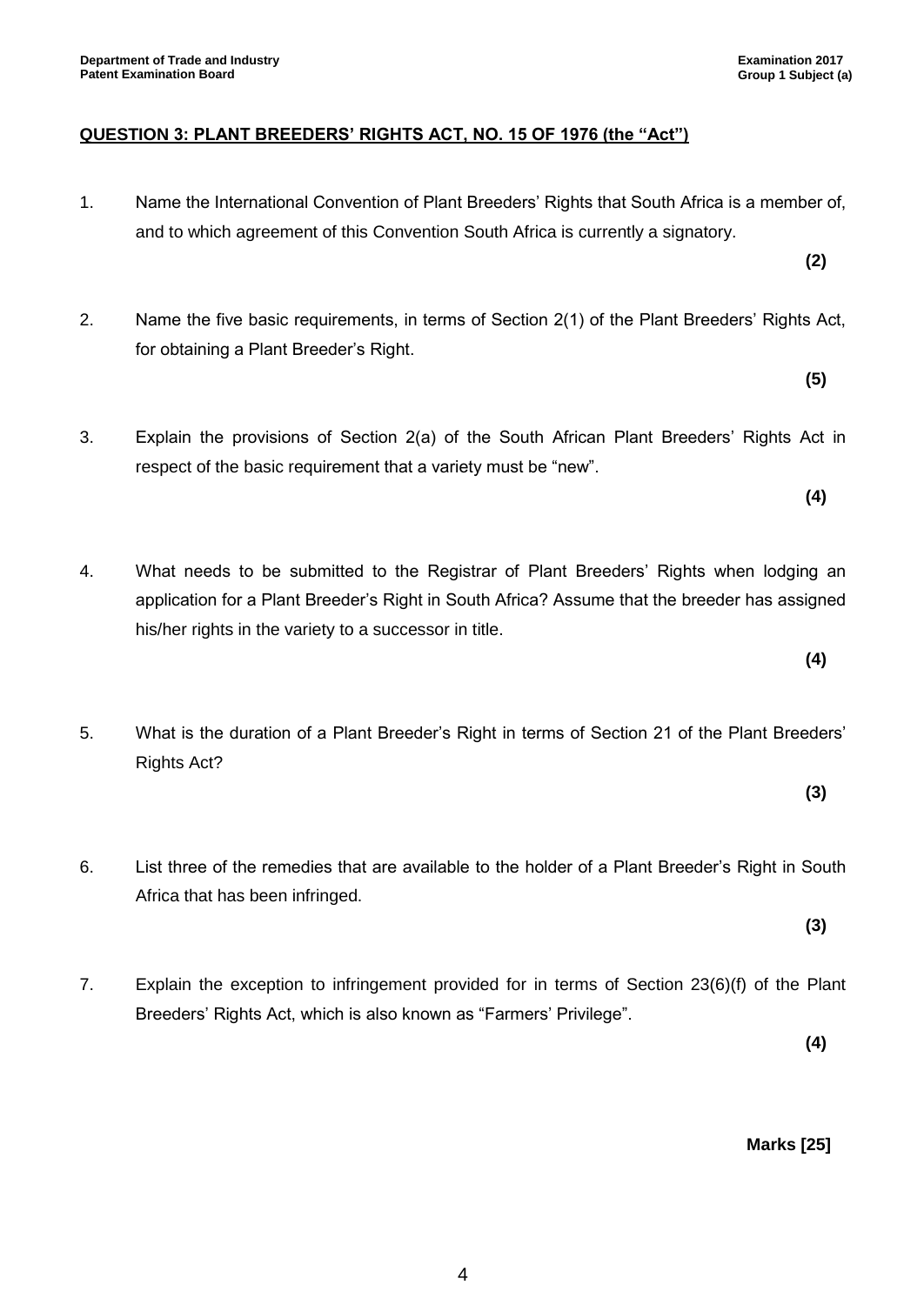## QUESTION 3: PLANT BREEDERS' RIGHTS ACT, NO. 15 OF 1976 (the "Act")

1. Name the International Convention of Plant Breeders' Rights that South Africa is a member of, and to which agreement of this Convention South Africa is currently a signatory.

   **(2)**

2. Name the five basic requirements, in terms of Section 2(1) of the Plant Breeders' Rights Act, for obtaining a Plant Breeder's Right.

   **(5)**

3. Explain the provisions of Section 2(a) of the South African Plant Breeders' Rights Act in respect of the basic requirement that a variety must be "new".

   **(4)**

4. What needs to be submitted to the Registrar of Plant Breeders' Rights when lodging an application for a Plant Breeder's Right in South Africa? Assume that the breeder has assigned his/her rights in the variety to a successor in title.

   **(4)**

5. What is the duration of a Plant Breeder's Right in terms of Section 21 of the Plant Breeders' Rights Act?

   **(3)**

6. List three of the remedies that are available to the holder of a Plant Breeder's Right in South Africa that has been infringed.

   **(3)**

7. Explain the exception to infringement provided for in terms of Section 23(6)(f) of the Plant Breeders' Rights Act, which is also known as "Farmers' Privilege".

   **(4)**

**Marks [25]**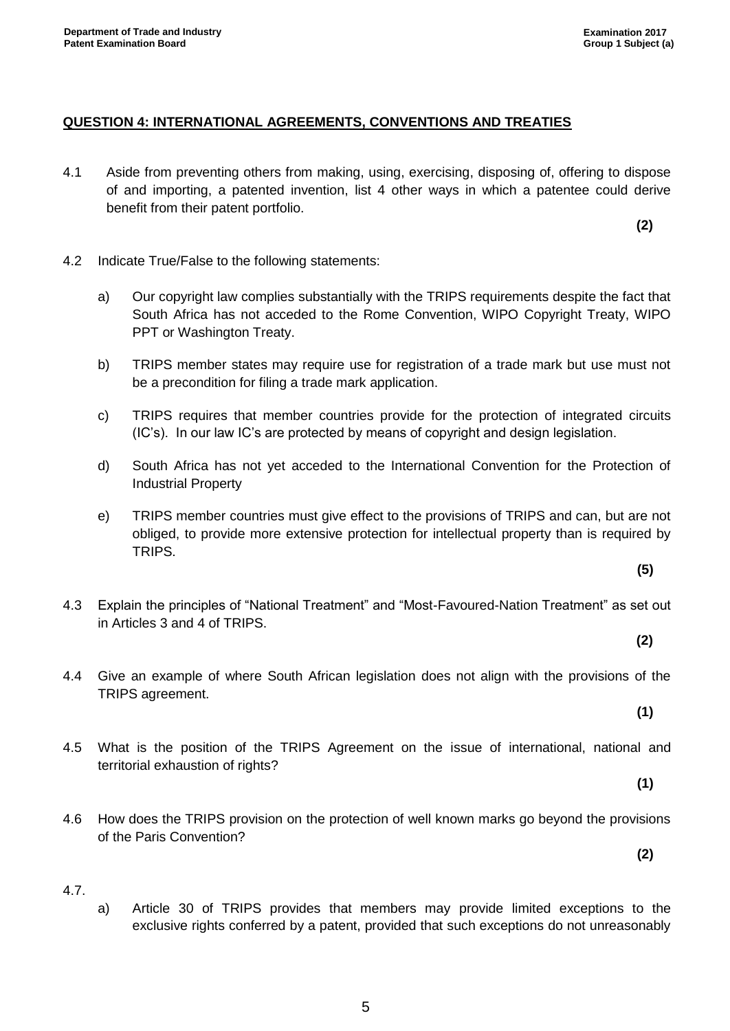## QUESTION 4: INTERNATIONAL AGREEMENTS, CONVENTIONS AND TREATIES

4.1 Aside from preventing others from making, using, exercising, disposing of, offering to dispose of and importing, a patented invention, list 4 other ways in which a patentee could derive benefit from their patent portfolio.

**(2)**

4.2 Indicate True/False to the following statements:

a) Our copyright law complies substantially with the TRIPS requirements despite the fact that South Africa has not acceded to the Rome Convention, WIPO Copyright Treaty, WIPO PPT or Washington Treaty.

b) TRIPS member states may require use for registration of a trade mark but use must not be a precondition for filing a trade mark application.

c) TRIPS requires that member countries provide for the protection of integrated circuits (IC's). In our law IC's are protected by means of copyright and design legislation.

d) South Africa has not yet acceded to the International Convention for the Protection of Industrial Property

e) TRIPS member countries must give effect to the provisions of TRIPS and can, but are not obliged, to provide more extensive protection for intellectual property than is required by TRIPS.

**(5)**

4.3 Explain the principles of "National Treatment" and "Most-Favoured-Nation Treatment" as set out in Articles 3 and 4 of TRIPS.

**(2)**

4.4 Give an example of where South African legislation does not align with the provisions of the TRIPS agreement.

**(1)**

4.5 What is the position of the TRIPS Agreement on the issue of international, national and territorial exhaustion of rights?

**(1)**

4.6 How does the TRIPS provision on the protection of well known marks go beyond the provisions of the Paris Convention?

**(2)**

4.7.

a) Article 30 of TRIPS provides that members may provide limited exceptions to the exclusive rights conferred by a patent, provided that such exceptions do not unreasonably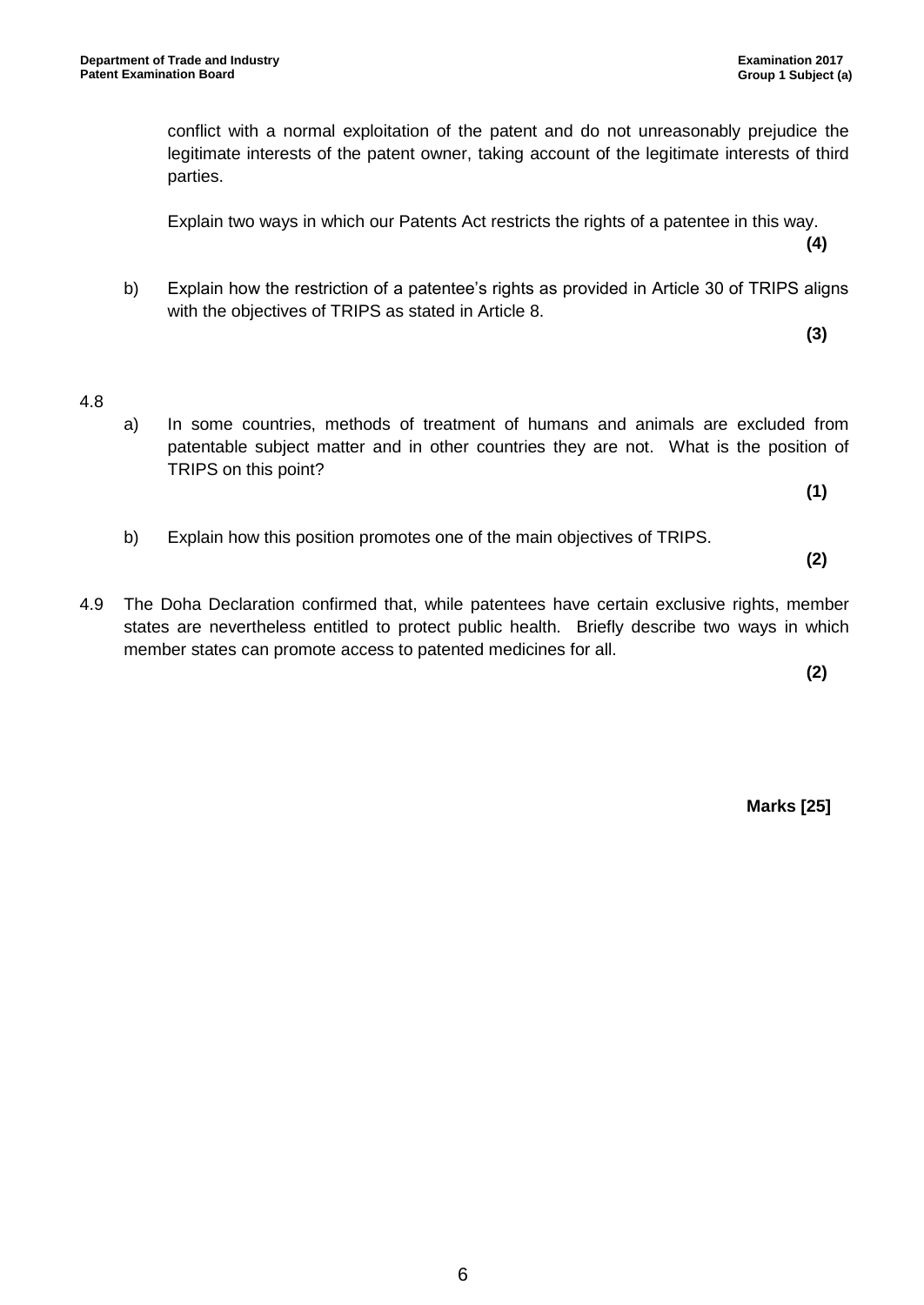conflict with a normal exploitation of the patent and do not unreasonably prejudice the legitimate interests of the patent owner, taking account of the legitimate interests of third parties.

Explain two ways in which our Patents Act restricts the rights of a patentee in this way.

**(4)**

b) Explain how the restriction of a patentee's rights as provided in Article 30 of TRIPS aligns with the objectives of TRIPS as stated in Article 8.

**(3)**

4.8

a) In some countries, methods of treatment of humans and animals are excluded from patentable subject matter and in other countries they are not. What is the position of TRIPS on this point?

**(1)**

b) Explain how this position promotes one of the main objectives of TRIPS.

**(2)**

4.9 The Doha Declaration confirmed that, while patentees have certain exclusive rights, member states are nevertheless entitled to protect public health. Briefly describe two ways in which member states can promote access to patented medicines for all.

**(2)**

**Marks [25]**